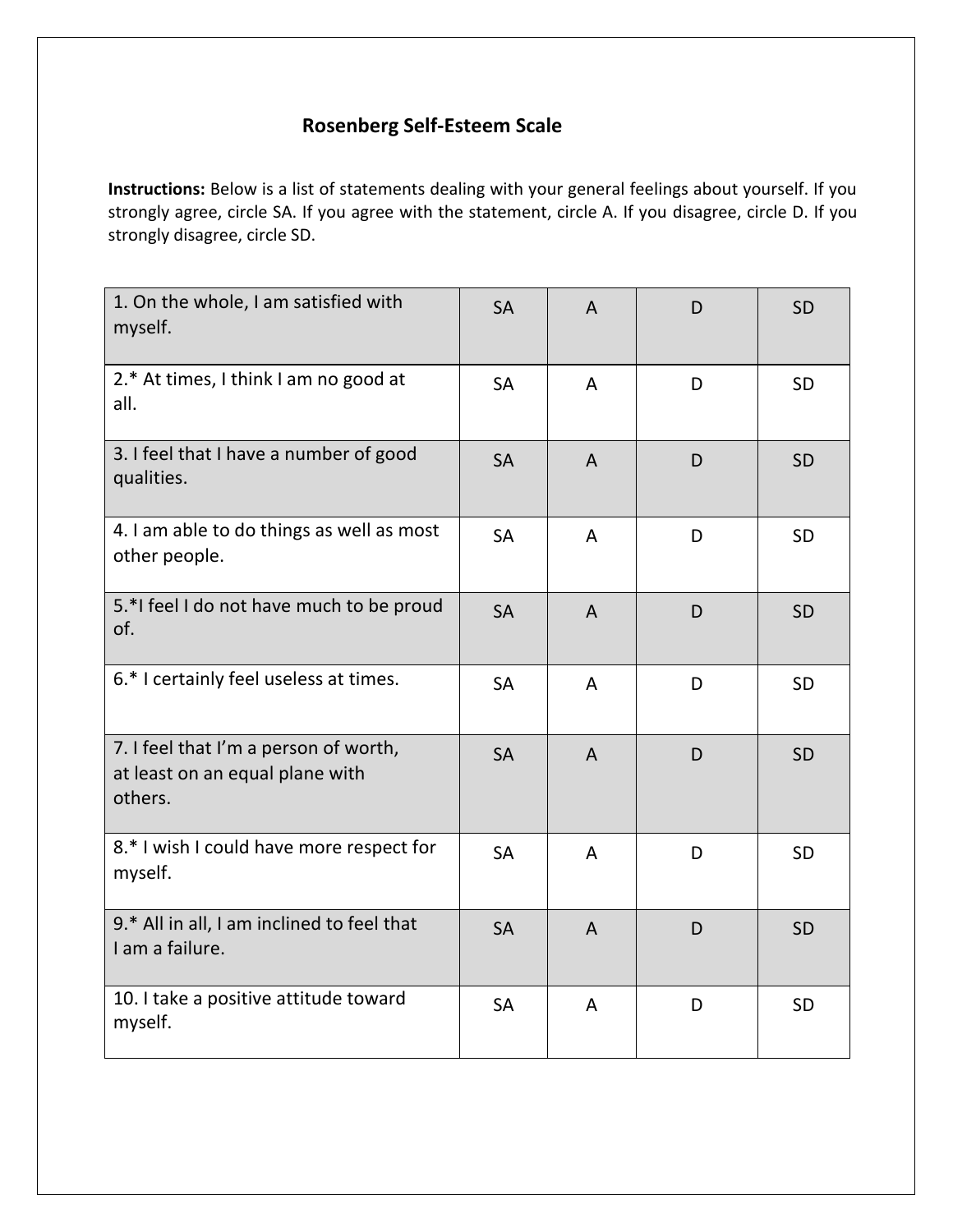## Rosenberg Self-Esteem Scale

**Instructions:** Below is a list of statements dealing with your general feelings about yourself. If you strongly agree, circle SA. If you agree with the statement, circle A. If you disagree, circle D. If you strongly disagree, circle SD.

| | | | | |
|---|---|---|---|---|
| 1. On the whole, I am satisfied with myself. | SA | A | D | SD |
| 2.* At times, I think I am no good at all. | SA | A | D | SD |
| 3. I feel that I have a number of good qualities. | SA | A | D | SD |
| 4. I am able to do things as well as most other people. | SA | A | D | SD |
| 5.*I feel I do not have much to be proud of. | SA | A | D | SD |
| 6.* I certainly feel useless at times. | SA | A | D | SD |
| 7. I feel that I'm a person of worth, at least on an equal plane with others. | SA | A | D | SD |
| 8.* I wish I could have more respect for myself. | SA | A | D | SD |
| 9.* All in all, I am inclined to feel that I am a failure. | SA | A | D | SD |
| 10. I take a positive attitude toward myself. | SA | A | D | SD |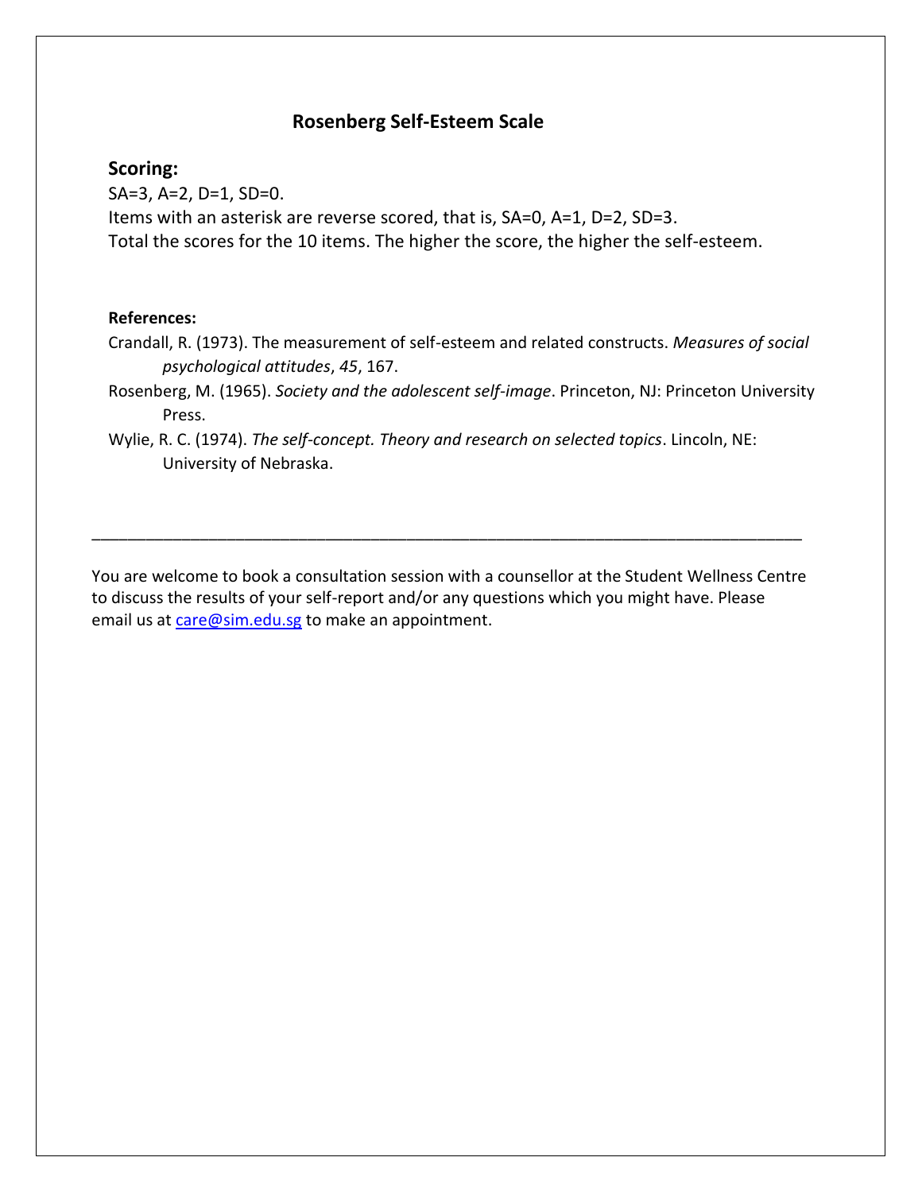## Rosenberg Self-Esteem Scale

### Scoring:

SA=3, A=2, D=1, SD=0.

Items with an asterisk are reverse scored, that is, SA=0, A=1, D=2, SD=3.

Total the scores for the 10 items. The higher the score, the higher the self-esteem.

**References:**

Crandall, R. (1973). The measurement of self-esteem and related constructs. *Measures of social psychological attitudes*, *45*, 167.

Rosenberg, M. (1965). *Society and the adolescent self-image*. Princeton, NJ: Princeton University Press.

Wylie, R. C. (1974). *The self-concept. Theory and research on selected topics*. Lincoln, NE: University of Nebraska.

---

You are welcome to book a consultation session with a counsellor at the Student Wellness Centre to discuss the results of your self-report and/or any questions which you might have. Please email us at care@sim.edu.sg to make an appointment.